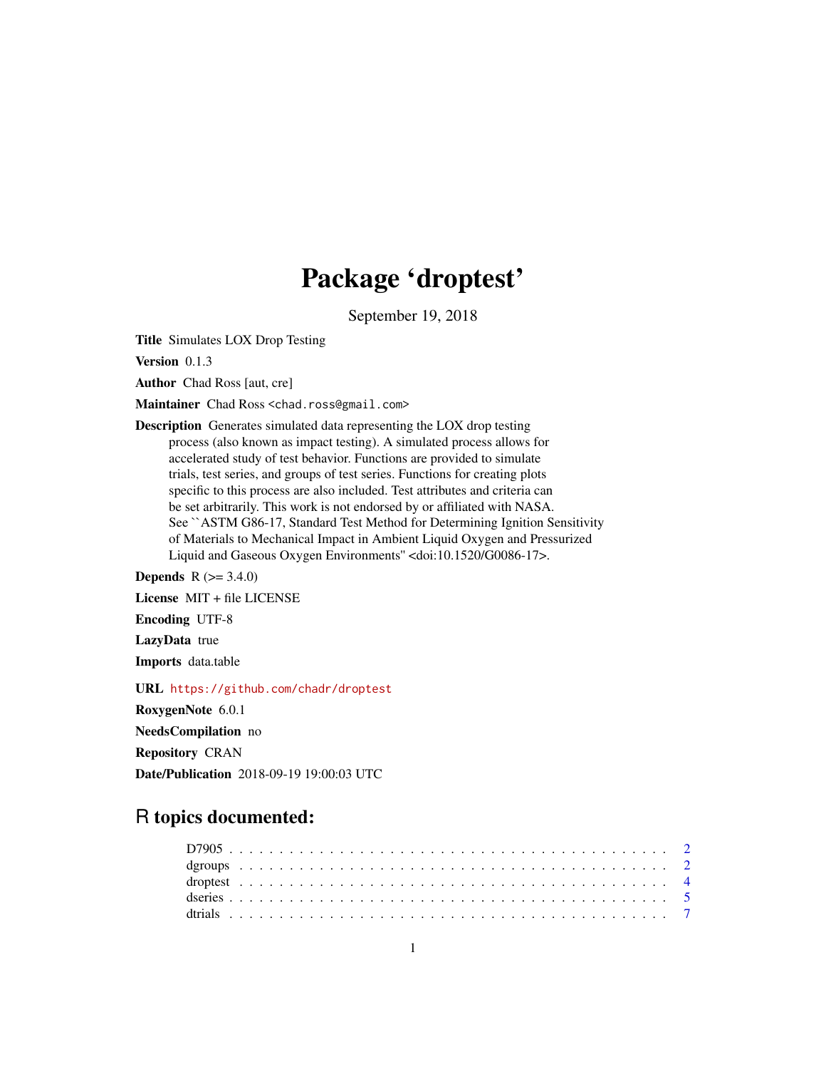# Package 'droptest'

September 19, 2018

**Title** Simulates LOX Drop Testing

**Version** 0.1.3

**Author** Chad Ross [aut, cre]

**Maintainer** Chad Ross <chad.ross@gmail.com>

**Description** Generates simulated data representing the LOX drop testing process (also known as impact testing). A simulated process allows for accelerated study of test behavior. Functions are provided to simulate trials, test series, and groups of test series. Functions for creating plots specific to this process are also included. Test attributes and criteria can be set arbitrarily. This work is not endorsed by or affiliated with NASA. See ``ASTM G86-17, Standard Test Method for Determining Ignition Sensitivity of Materials to Mechanical Impact in Ambient Liquid Oxygen and Pressurized Liquid and Gaseous Oxygen Environments'' <doi:10.1520/G0086-17>.

**Depends** R (>= 3.4.0)

**License** MIT + file LICENSE

**Encoding** UTF-8

**LazyData** true

**Imports** data.table

**URL** https://github.com/chadr/droptest

**RoxygenNote** 6.0.1

**NeedsCompilation** no

**Repository** CRAN

**Date/Publication** 2018-09-19 19:00:03 UTC

## R topics documented:

| | |
|---|---|
| D7905 | 2 |
| dgroups | 2 |
| droptest | 4 |
| dseries | 5 |
| dtrials | 7 |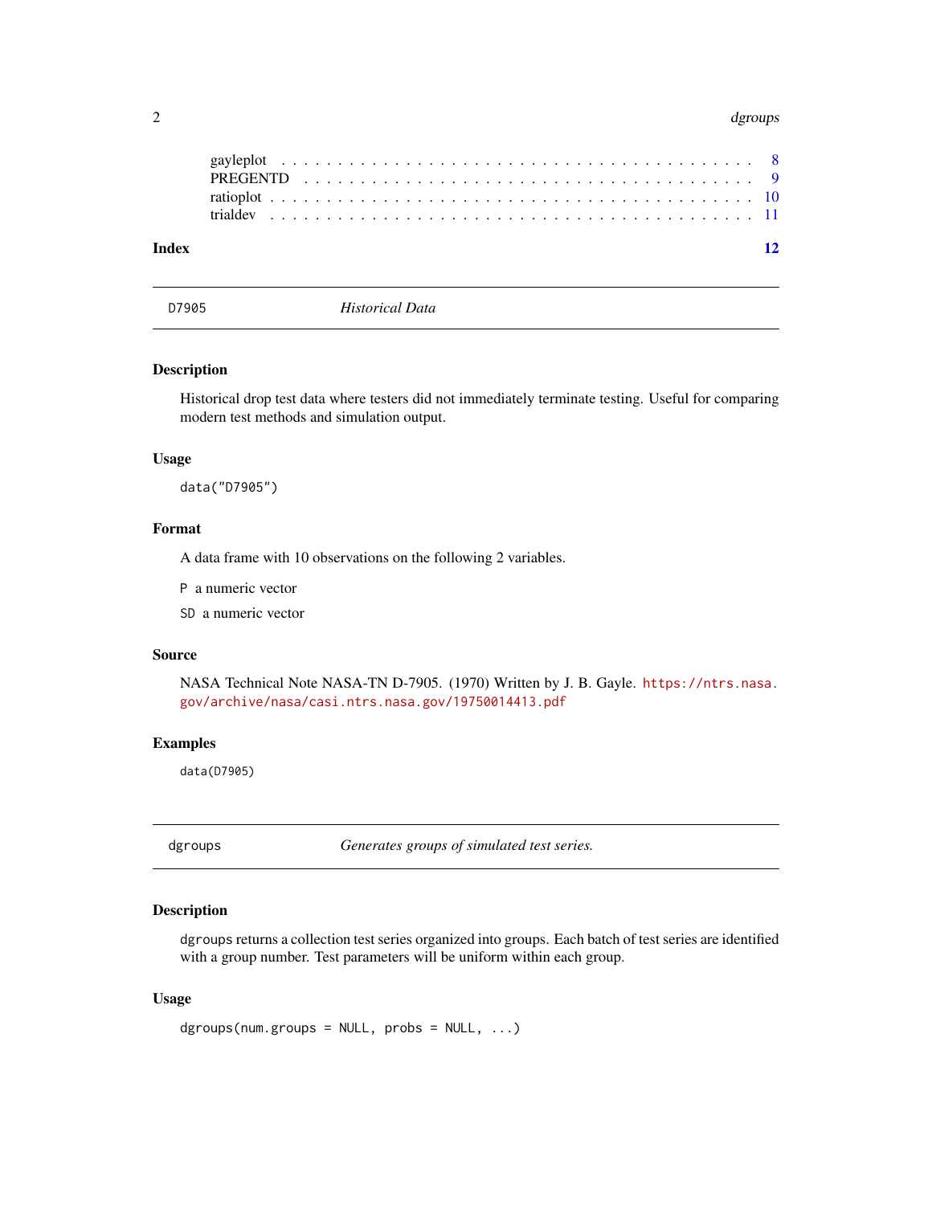gayleplot . . . . . . . . . . . . . . . . . . . . . . . . . . . . . . . . . . . . . . . 8
PREGENTD . . . . . . . . . . . . . . . . . . . . . . . . . . . . . . . . . . . . . . 9
ratioplot . . . . . . . . . . . . . . . . . . . . . . . . . . . . . . . . . . . . . . . 10
trialdev . . . . . . . . . . . . . . . . . . . . . . . . . . . . . . . . . . . . . . . 11

**Index** **12**

---

`D7905` *Historical Data*

---

### Description

Historical drop test data where testers did not immediately terminate testing. Useful for comparing modern test methods and simulation output.

### Usage

```
data("D7905")
```

### Format

A data frame with 10 observations on the following 2 variables.

`P` a numeric vector

`SD` a numeric vector

### Source

NASA Technical Note NASA-TN D-7905. (1970) Written by J. B. Gayle. https://ntrs.nasa.gov/archive/nasa/casi.ntrs.nasa.gov/19750014413.pdf

### Examples

```
data(D7905)
```

---

`dgroups` *Generates groups of simulated test series.*

---

### Description

dgroups returns a collection test series organized into groups. Each batch of test series are identified with a group number. Test parameters will be uniform within each group.

### Usage

```
dgroups(num.groups = NULL, probs = NULL, ...)
```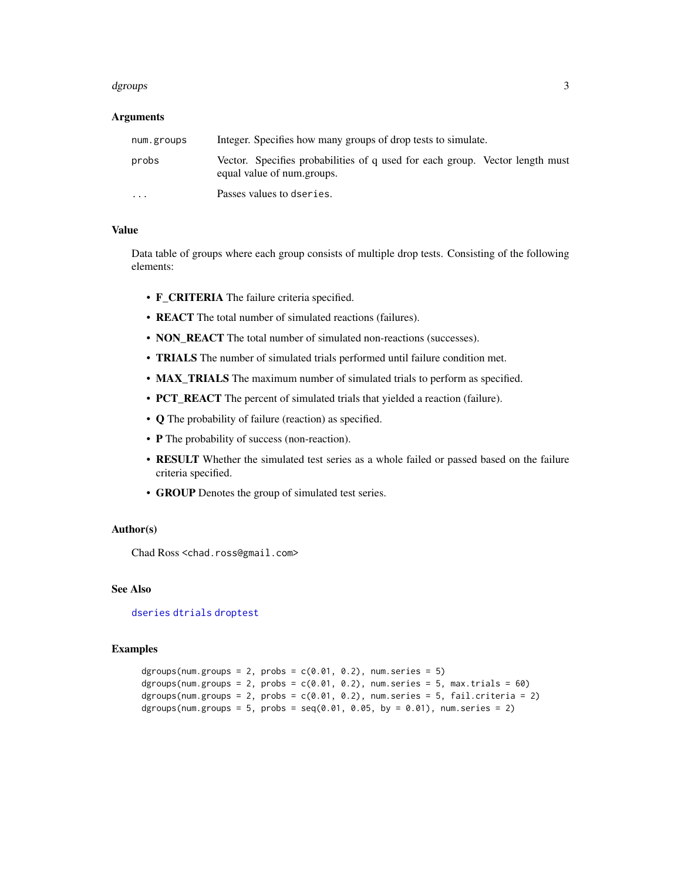### Arguments

| | |
|---|---|
| `num.groups` | Integer. Specifies how many groups of drop tests to simulate. |
| `probs` | Vector. Specifies probabilities of q used for each group. Vector length must equal value of num.groups. |
| `...` | Passes values to `dseries`. |

### Value

Data table of groups where each group consists of multiple drop tests. Consisting of the following elements:

- **F_CRITERIA** The failure criteria specified.
- **REACT** The total number of simulated reactions (failures).
- **NON_REACT** The total number of simulated non-reactions (successes).
- **TRIALS** The number of simulated trials performed until failure condition met.
- **MAX_TRIALS** The maximum number of simulated trials to perform as specified.
- **PCT_REACT** The percent of simulated trials that yielded a reaction (failure).
- **Q** The probability of failure (reaction) as specified.
- **P** The probability of success (non-reaction).
- **RESULT** Whether the simulated test series as a whole failed or passed based on the failure criteria specified.
- **GROUP** Denotes the group of simulated test series.

### Author(s)

Chad Ross <chad.ross@gmail.com>

### See Also

`dseries` `dtrials` `droptest`

### Examples

```
dgroups(num.groups = 2, probs = c(0.01, 0.2), num.series = 5)
dgroups(num.groups = 2, probs = c(0.01, 0.2), num.series = 5, max.trials = 60)
dgroups(num.groups = 2, probs = c(0.01, 0.2), num.series = 5, fail.criteria = 2)
dgroups(num.groups = 5, probs = seq(0.01, 0.05, by = 0.01), num.series = 2)
```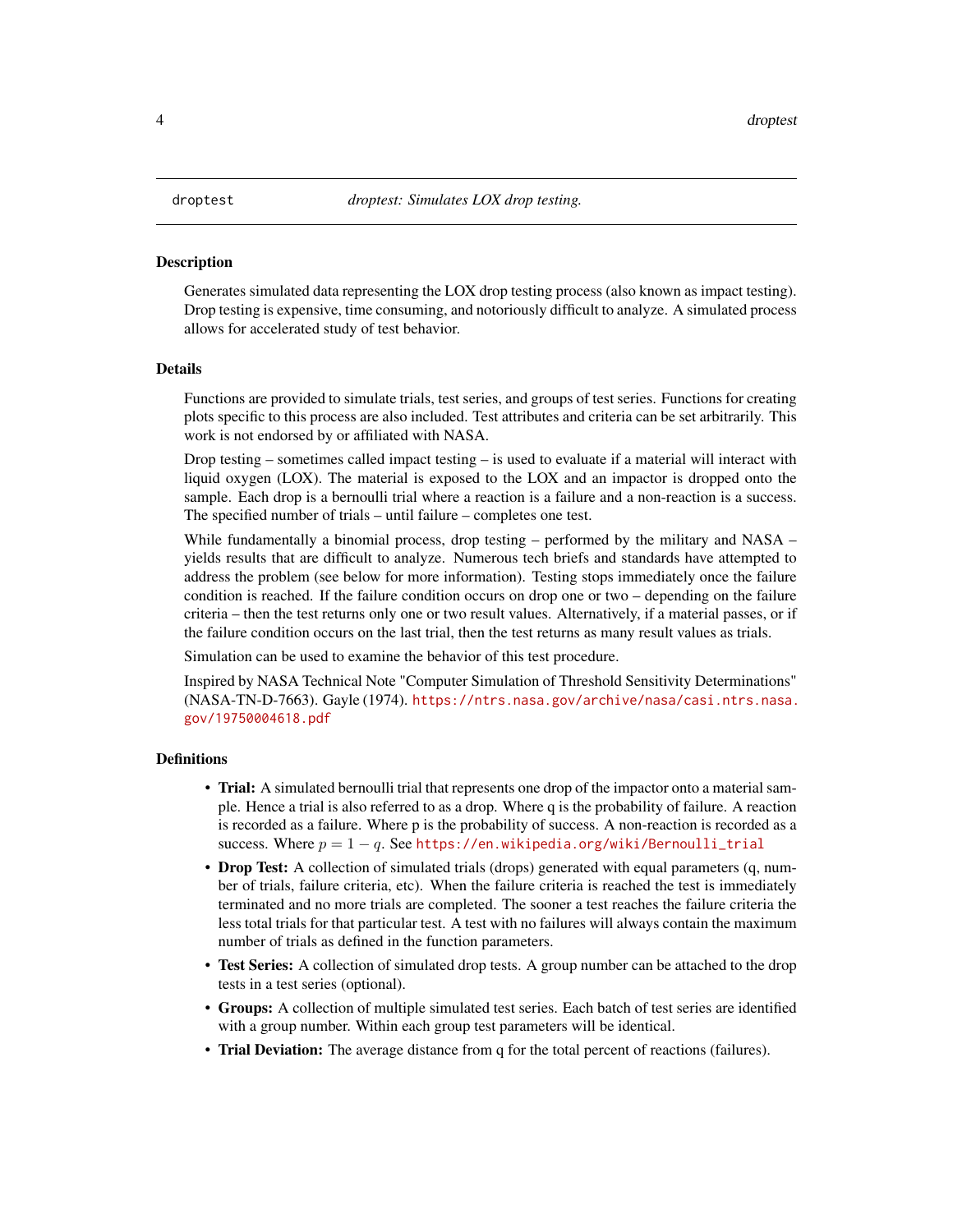`droptest` *droptest: Simulates LOX drop testing.*

## Description

Generates simulated data representing the LOX drop testing process (also known as impact testing). Drop testing is expensive, time consuming, and notoriously difficult to analyze. A simulated process allows for accelerated study of test behavior.

## Details

Functions are provided to simulate trials, test series, and groups of test series. Functions for creating plots specific to this process are also included. Test attributes and criteria can be set arbitrarily. This work is not endorsed by or affiliated with NASA.

Drop testing – sometimes called impact testing – is used to evaluate if a material will interact with liquid oxygen (LOX). The material is exposed to the LOX and an impactor is dropped onto the sample. Each drop is a bernoulli trial where a reaction is a failure and a non-reaction is a success. The specified number of trials – until failure – completes one test.

While fundamentally a binomial process, drop testing – performed by the military and NASA – yields results that are difficult to analyze. Numerous tech briefs and standards have attempted to address the problem (see below for more information). Testing stops immediately once the failure condition is reached. If the failure condition occurs on drop one or two – depending on the failure criteria – then the test returns only one or two result values. Alternatively, if a material passes, or if the failure condition occurs on the last trial, then the test returns as many result values as trials.

Simulation can be used to examine the behavior of this test procedure.

Inspired by NASA Technical Note "Computer Simulation of Threshold Sensitivity Determinations" (NASA-TN-D-7663). Gayle (1974). https://ntrs.nasa.gov/archive/nasa/casi.ntrs.nasa.gov/19750004618.pdf

## Definitions

- **Trial:** A simulated bernoulli trial that represents one drop of the impactor onto a material sample. Hence a trial is also referred to as a drop. Where q is the probability of failure. A reaction is recorded as a failure. Where p is the probability of success. A non-reaction is recorded as a success. Where $p = 1 - q$. See https://en.wikipedia.org/wiki/Bernoulli_trial
- **Drop Test:** A collection of simulated trials (drops) generated with equal parameters (q, number of trials, failure criteria, etc). When the failure criteria is reached the test is immediately terminated and no more trials are completed. The sooner a test reaches the failure criteria the less total trials for that particular test. A test with no failures will always contain the maximum number of trials as defined in the function parameters.
- **Test Series:** A collection of simulated drop tests. A group number can be attached to the drop tests in a test series (optional).
- **Groups:** A collection of multiple simulated test series. Each batch of test series are identified with a group number. Within each group test parameters will be identical.
- **Trial Deviation:** The average distance from q for the total percent of reactions (failures).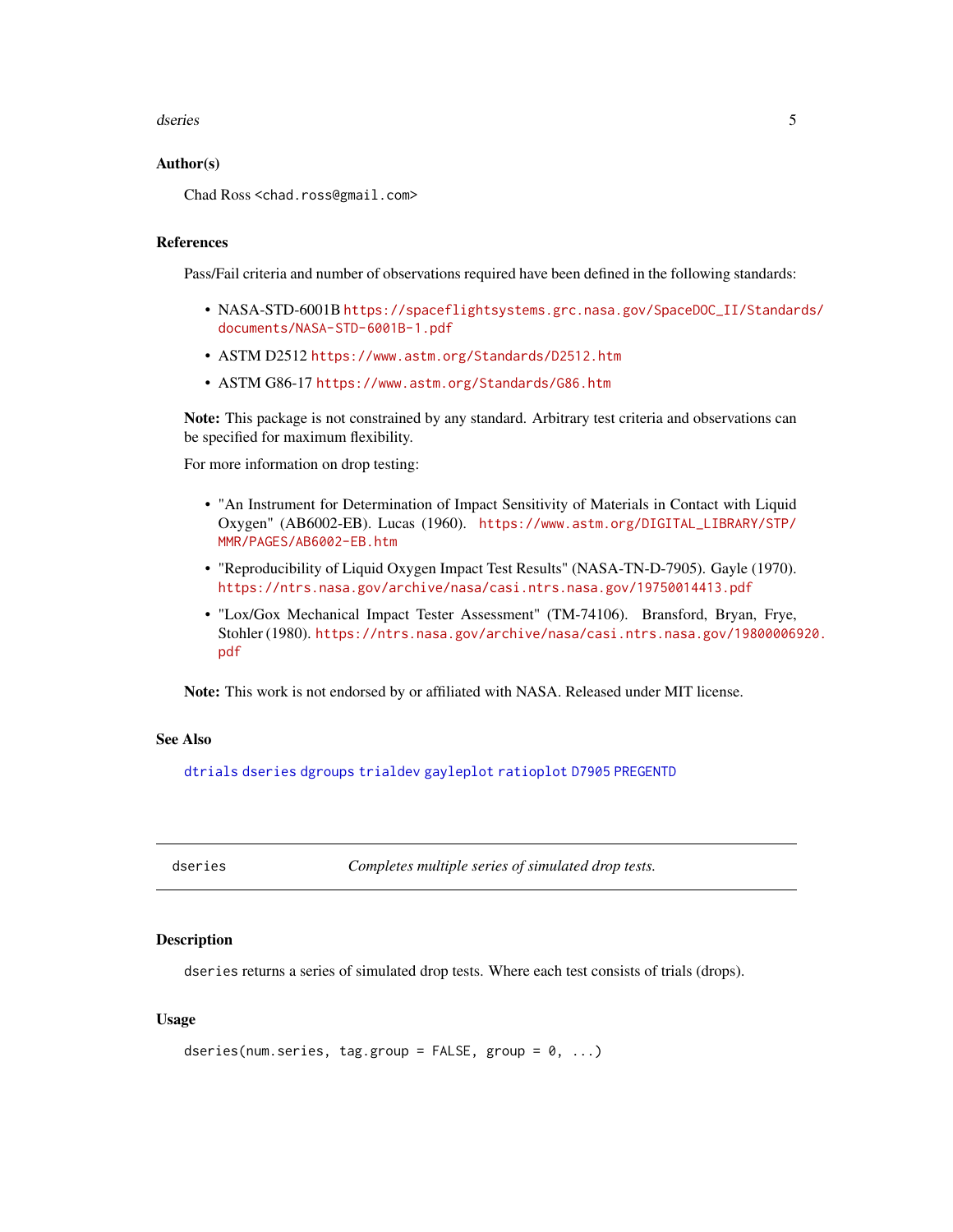### Author(s)

Chad Ross <chad.ross@gmail.com>

### References

Pass/Fail criteria and number of observations required have been defined in the following standards:

- NASA-STD-6001B https://spaceflightsystems.grc.nasa.gov/SpaceDOC_II/Standards/documents/NASA-STD-6001B-1.pdf
- ASTM D2512 https://www.astm.org/Standards/D2512.htm
- ASTM G86-17 https://www.astm.org/Standards/G86.htm

**Note:** This package is not constrained by any standard. Arbitrary test criteria and observations can be specified for maximum flexibility.

For more information on drop testing:

- "An Instrument for Determination of Impact Sensitivity of Materials in Contact with Liquid Oxygen" (AB6002-EB). Lucas (1960). https://www.astm.org/DIGITAL_LIBRARY/STP/MMR/PAGES/AB6002-EB.htm
- "Reproducibility of Liquid Oxygen Impact Test Results" (NASA-TN-D-7905). Gayle (1970). https://ntrs.nasa.gov/archive/nasa/casi.ntrs.nasa.gov/19750014413.pdf
- "Lox/Gox Mechanical Impact Tester Assessment" (TM-74106). Bransford, Bryan, Frye, Stohler (1980). https://ntrs.nasa.gov/archive/nasa/casi.ntrs.nasa.gov/19800006920.pdf

**Note:** This work is not endorsed by or affiliated with NASA. Released under MIT license.

### See Also

dtrials dseries dgroups trialdev gayleplot ratioplot D7905 PREGENTD

---

## dseries — *Completes multiple series of simulated drop tests.*

### Description

dseries returns a series of simulated drop tests. Where each test consists of trials (drops).

### Usage

```
dseries(num.series, tag.group = FALSE, group = 0, ...)
```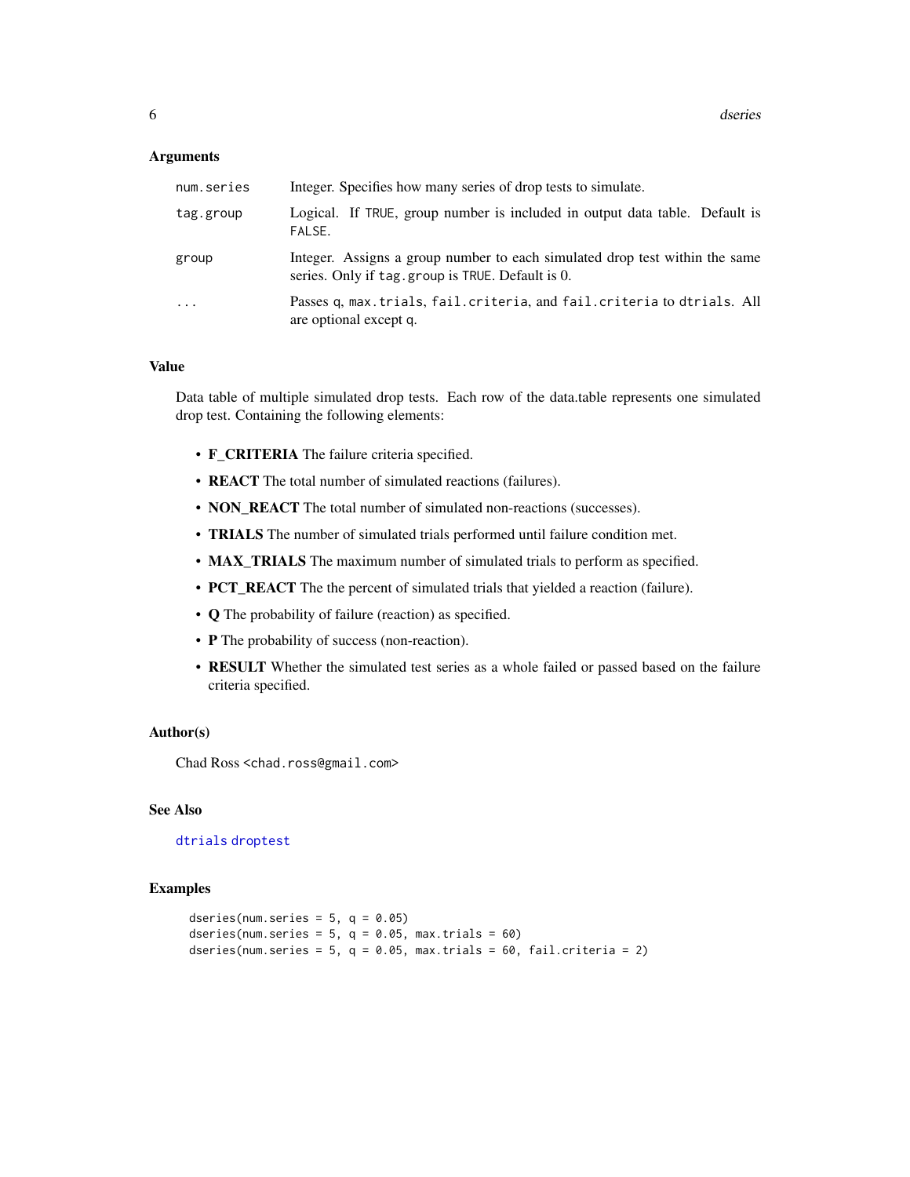## Arguments

| | |
|---|---|
| `num.series` | Integer. Specifies how many series of drop tests to simulate. |
| `tag.group` | Logical. If `TRUE`, group number is included in output data table. Default is `FALSE`. |
| `group` | Integer. Assigns a group number to each simulated drop test within the same series. Only if `tag.group` is `TRUE`. Default is 0. |
| `...` | Passes `q`, `max.trials`, `fail.criteria`, and `fail.criteria` to `dtrials`. All are optional except `q`. |

## Value

Data table of multiple simulated drop tests. Each row of the data.table represents one simulated drop test. Containing the following elements:

- **F_CRITERIA** The failure criteria specified.
- **REACT** The total number of simulated reactions (failures).
- **NON_REACT** The total number of simulated non-reactions (successes).
- **TRIALS** The number of simulated trials performed until failure condition met.
- **MAX_TRIALS** The maximum number of simulated trials to perform as specified.
- **PCT_REACT** The the percent of simulated trials that yielded a reaction (failure).
- **Q** The probability of failure (reaction) as specified.
- **P** The probability of success (non-reaction).
- **RESULT** Whether the simulated test series as a whole failed or passed based on the failure criteria specified.

## Author(s)

Chad Ross <chad.ross@gmail.com>

## See Also

`dtrials` `droptest`

## Examples

```
dseries(num.series = 5, q = 0.05)
dseries(num.series = 5, q = 0.05, max.trials = 60)
dseries(num.series = 5, q = 0.05, max.trials = 60, fail.criteria = 2)
```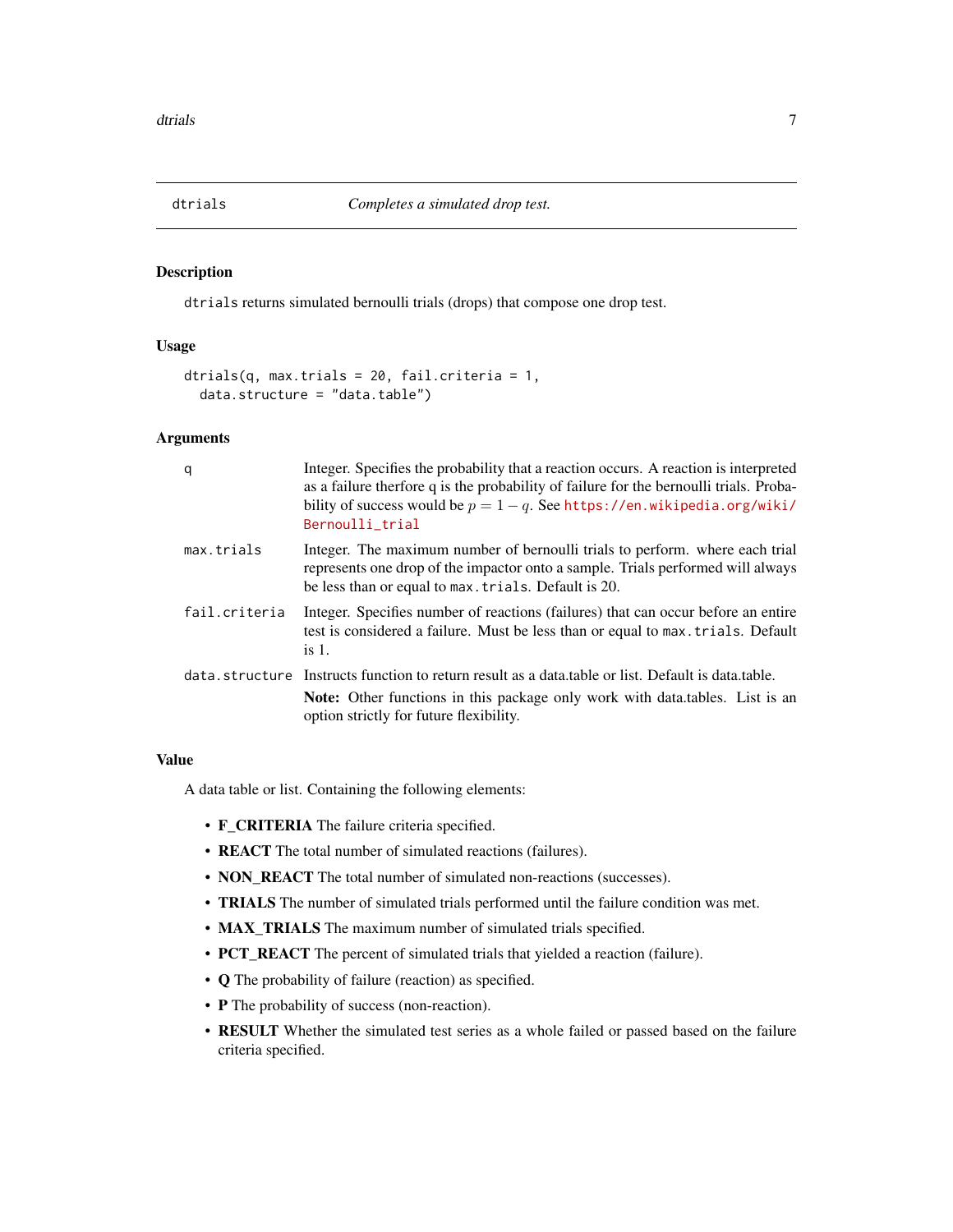## dtrials — *Completes a simulated drop test.*

### Description

`dtrials` returns simulated bernoulli trials (drops) that compose one drop test.

### Usage

```
dtrials(q, max.trials = 20, fail.criteria = 1,
  data.structure = "data.table")
```

### Arguments

| | |
|---|---|
| `q` | Integer. Specifies the probability that a reaction occurs. A reaction is interpreted as a failure therfore q is the probability of failure for the bernoulli trials. Probability of success would be $p = 1 - q$. See https://en.wikipedia.org/wiki/Bernoulli_trial |
| `max.trials` | Integer. The maximum number of bernoulli trials to perform. where each trial represents one drop of the impactor onto a sample. Trials performed will always be less than or equal to `max.trials`. Default is 20. |
| `fail.criteria` | Integer. Specifies number of reactions (failures) that can occur before an entire test is considered a failure. Must be less than or equal to `max.trials`. Default is 1. |
| `data.structure` | Instructs function to return result as a data.table or list. Default is data.table. **Note:** Other functions in this package only work with data.tables. List is an option strictly for future flexibility. |

### Value

A data table or list. Containing the following elements:

- **F_CRITERIA** The failure criteria specified.
- **REACT** The total number of simulated reactions (failures).
- **NON_REACT** The total number of simulated non-reactions (successes).
- **TRIALS** The number of simulated trials performed until the failure condition was met.
- **MAX_TRIALS** The maximum number of simulated trials specified.
- **PCT_REACT** The percent of simulated trials that yielded a reaction (failure).
- **Q** The probability of failure (reaction) as specified.
- **P** The probability of success (non-reaction).
- **RESULT** Whether the simulated test series as a whole failed or passed based on the failure criteria specified.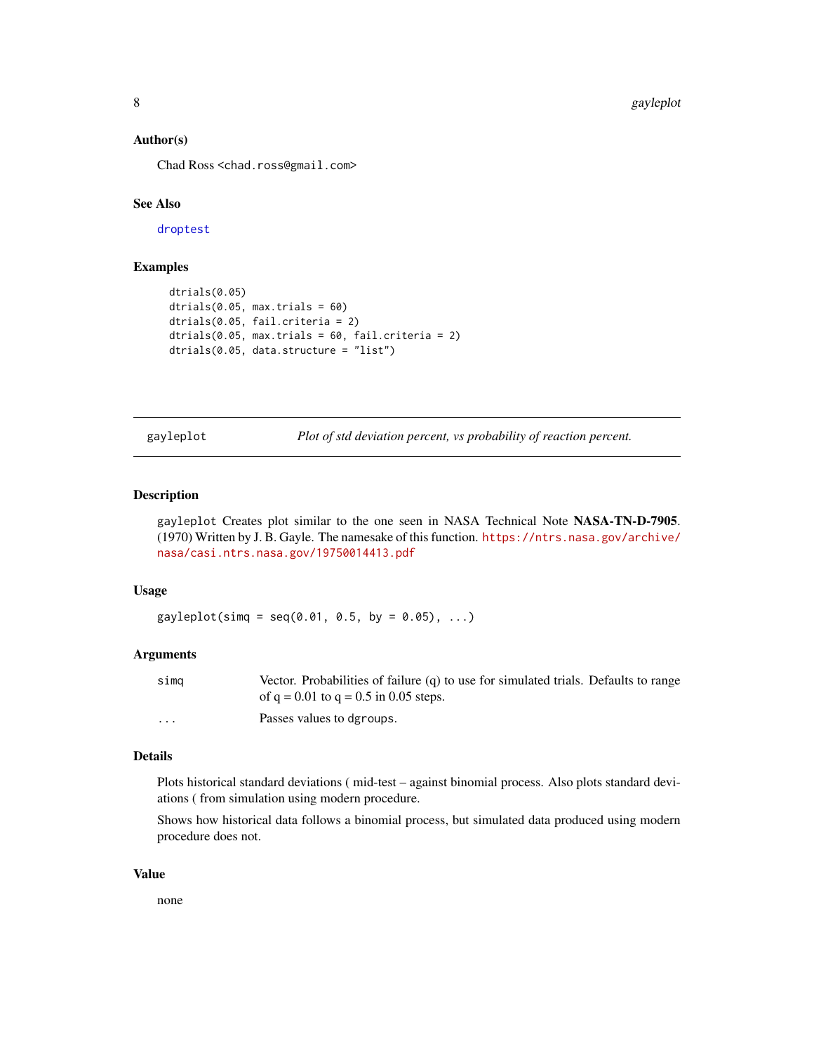### Author(s)

Chad Ross <chad.ross@gmail.com>

### See Also

droptest

### Examples

```
dtrials(0.05)
dtrials(0.05, max.trials = 60)
dtrials(0.05, fail.criteria = 2)
dtrials(0.05, max.trials = 60, fail.criteria = 2)
dtrials(0.05, data.structure = "list")
```

---

## gayleplot — *Plot of std deviation percent, vs probability of reaction percent.*

---

### Description

gayleplot Creates plot similar to the one seen in NASA Technical Note **NASA-TN-D-7905**. (1970) Written by J. B. Gayle. The namesake of this function. https://ntrs.nasa.gov/archive/nasa/casi.ntrs.nasa.gov/19750014413.pdf

### Usage

```
gayleplot(simq = seq(0.01, 0.5, by = 0.05), ...)
```

### Arguments

| | |
|---|---|
| simq | Vector. Probabilities of failure (q) to use for simulated trials. Defaults to range of q = 0.01 to q = 0.5 in 0.05 steps. |
| ... | Passes values to dgroups. |

### Details

Plots historical standard deviations ( mid-test – against binomial process. Also plots standard deviations ( from simulation using modern procedure.

Shows how historical data follows a binomial process, but simulated data produced using modern procedure does not.

### Value

none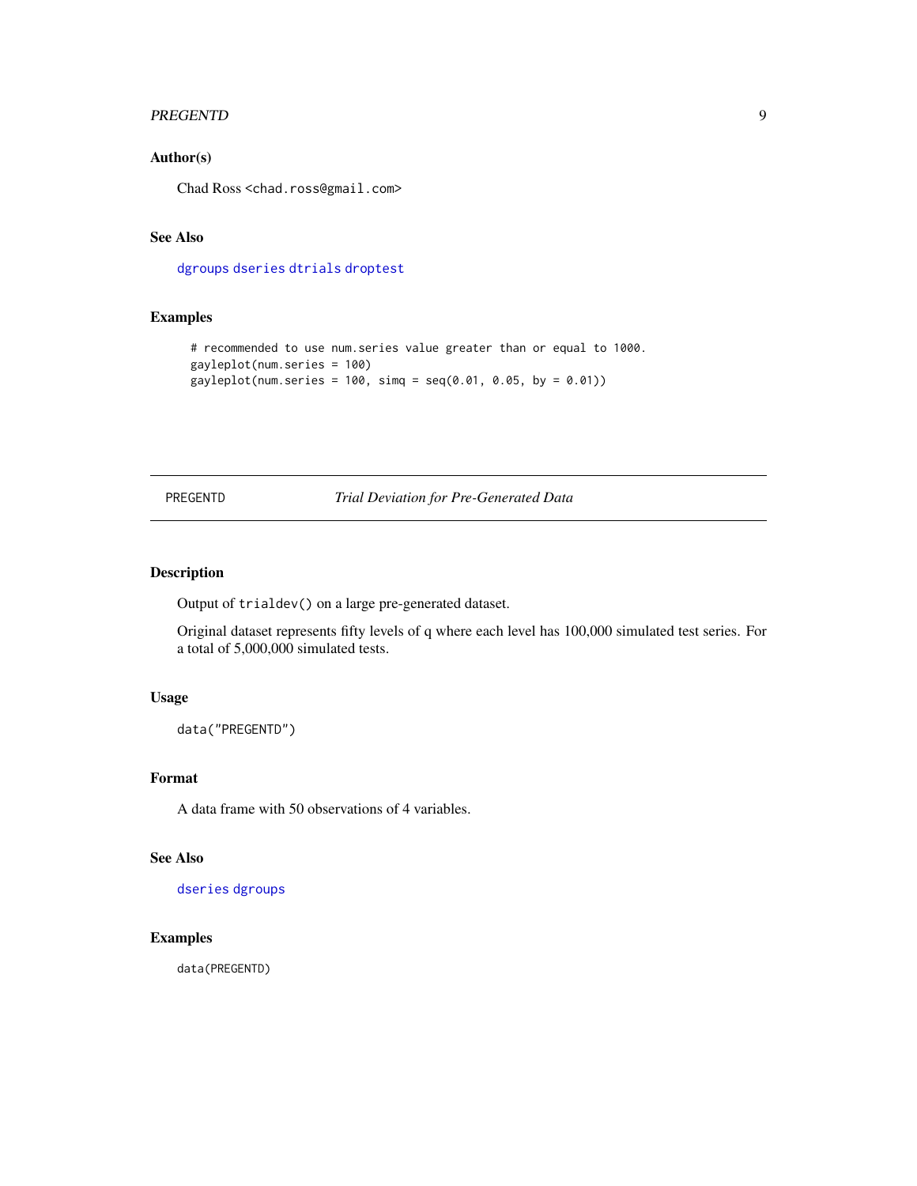### Author(s)

Chad Ross <chad.ross@gmail.com>

### See Also

dgroups dseries dtrials droptest

### Examples

```
# recommended to use num.series value greater than or equal to 1000.
gayleplot(num.series = 100)
gayleplot(num.series = 100, simq = seq(0.01, 0.05, by = 0.01))
```

---

## PREGENTD — *Trial Deviation for Pre-Generated Data*

---

### Description

Output of `trialdev()` on a large pre-generated dataset.

Original dataset represents fifty levels of q where each level has 100,000 simulated test series. For a total of 5,000,000 simulated tests.

### Usage

```
data("PREGENTD")
```

### Format

A data frame with 50 observations of 4 variables.

### See Also

dseries dgroups

### Examples

```
data(PREGENTD)
```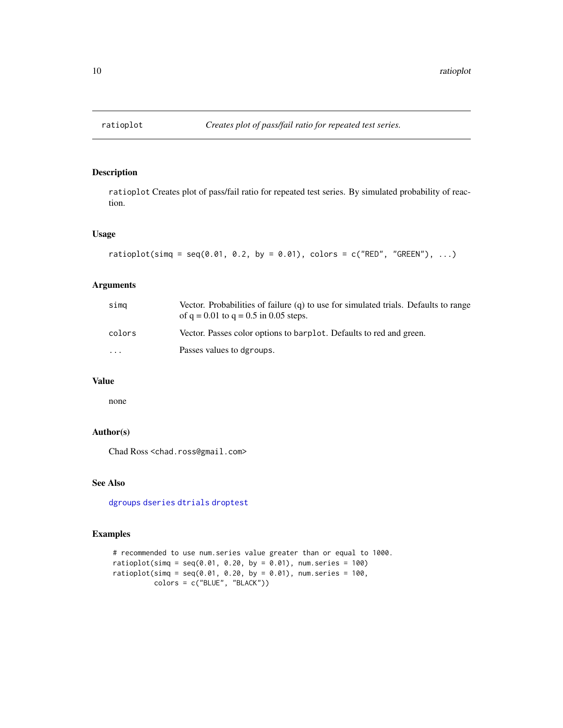# ratioplot — *Creates plot of pass/fail ratio for repeated test series.*

## Description

ratioplot Creates plot of pass/fail ratio for repeated test series. By simulated probability of reaction.

## Usage

```
ratioplot(simq = seq(0.01, 0.2, by = 0.01), colors = c("RED", "GREEN"), ...)
```

## Arguments

| | |
|---|---|
| simq | Vector. Probabilities of failure (q) to use for simulated trials. Defaults to range of q = 0.01 to q = 0.5 in 0.05 steps. |
| colors | Vector. Passes color options to barplot. Defaults to red and green. |
| ... | Passes values to dgroups. |

## Value

none

## Author(s)

Chad Ross <chad.ross@gmail.com>

## See Also

dgroups dseries dtrials droptest

## Examples

```
# recommended to use num.series value greater than or equal to 1000.
ratioplot(simq = seq(0.01, 0.20, by = 0.01), num.series = 100)
ratioplot(simq = seq(0.01, 0.20, by = 0.01), num.series = 100,
          colors = c("BLUE", "BLACK"))
```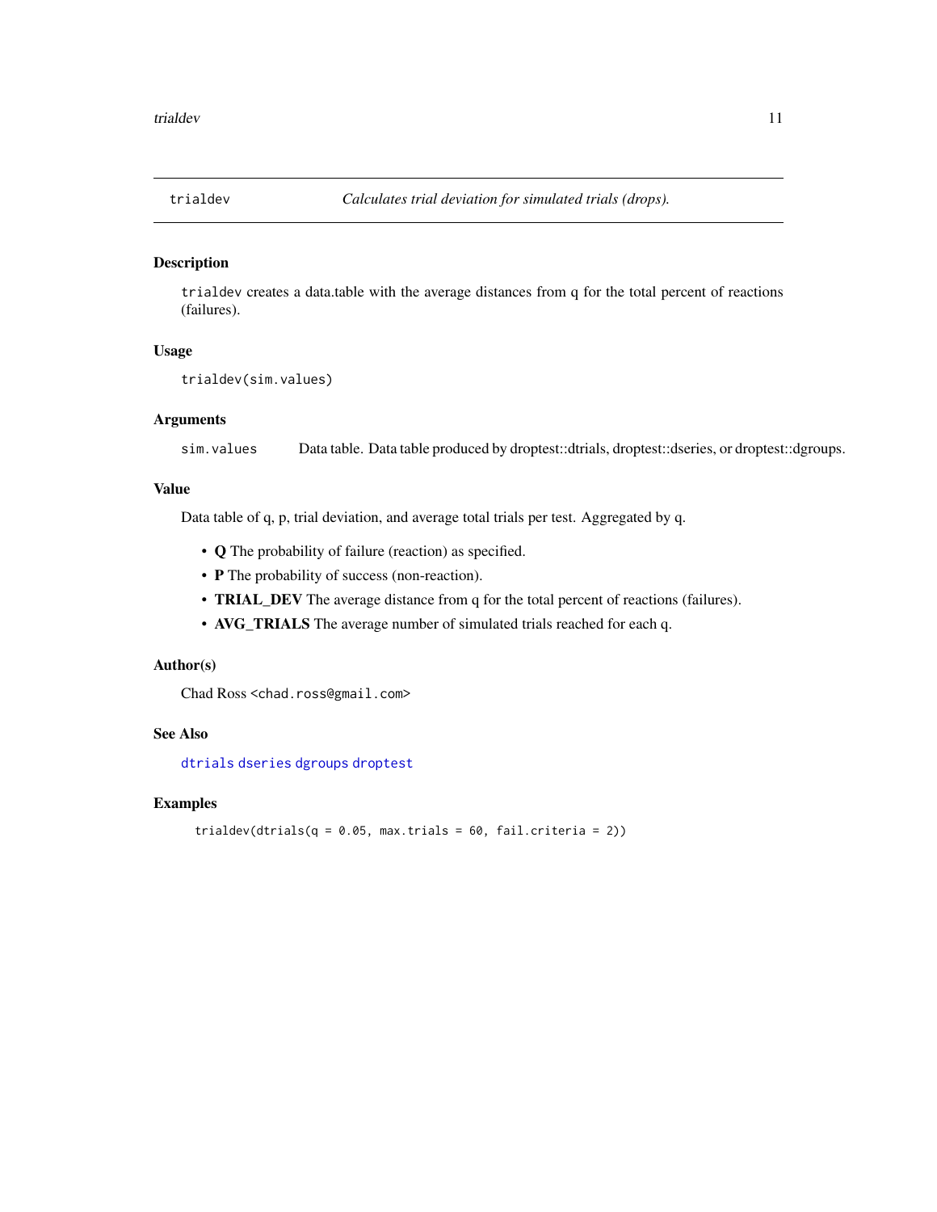# trialdev — *Calculates trial deviation for simulated trials (drops).*

## Description

trialdev creates a data.table with the average distances from q for the total percent of reactions (failures).

## Usage

```
trialdev(sim.values)
```

## Arguments

| | |
|---|---|
| sim.values | Data table. Data table produced by droptest::dtrials, droptest::dseries, or droptest::dgroups. |

## Value

Data table of q, p, trial deviation, and average total trials per test. Aggregated by q.

- **Q** The probability of failure (reaction) as specified.
- **P** The probability of success (non-reaction).
- **TRIAL_DEV** The average distance from q for the total percent of reactions (failures).
- **AVG_TRIALS** The average number of simulated trials reached for each q.

## Author(s)

Chad Ross <chad.ross@gmail.com>

## See Also

dtrials dseries dgroups droptest

## Examples

```
trialdev(dtrials(q = 0.05, max.trials = 60, fail.criteria = 2))
```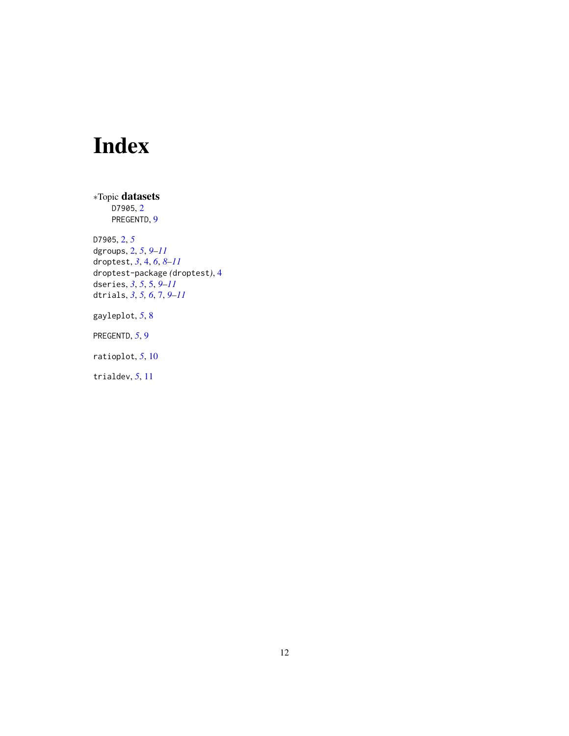# Index

∗Topic **datasets**

D7905, 2
PREGENTD, 9

D7905, 2, *5*
dgroups, 2, *5*, *9–11*
droptest, *3*, 4, *6*, *8–11*
droptest-package *(*droptest*)*, 4
dseries, *3*, *5*, 5, *9–11*
dtrials, *3*, *5, 6*, 7, *9–11*

gayleplot, *5*, 8

PREGENTD, *5*, 9

ratioplot, *5*, 10

trialdev, *5*, 11